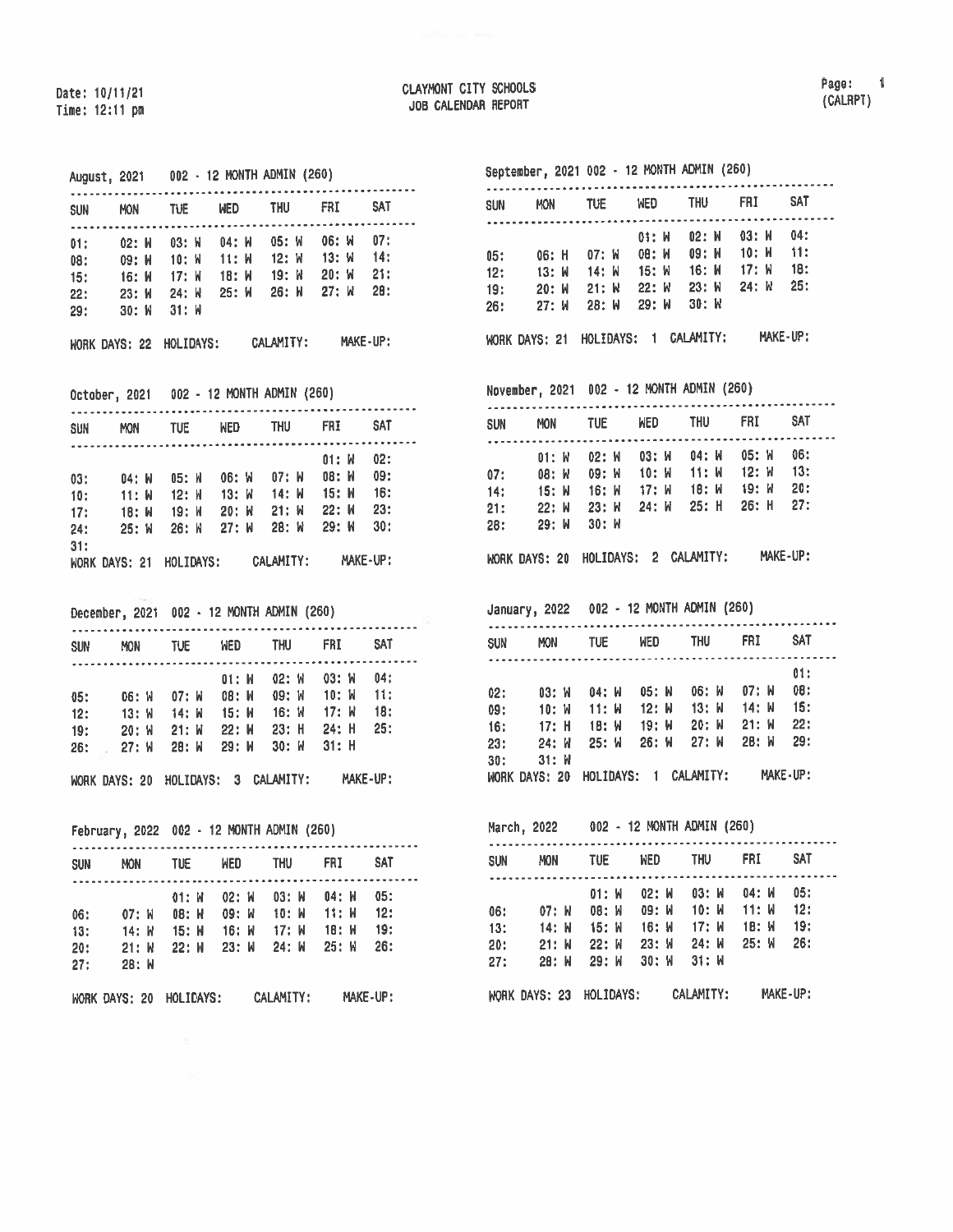Date: 10/11/21
Time: 12:11 pm

# CLAYMONT CITY SCHOOLS
## JOB CALENDAR REPORT

(CALRPT)

### August, 2021 002 - 12 MONTH ADMIN (260)

| SUN | MON | TUE | WED | THU | FRI | SAT |
|---|---|---|---|---|---|---|
| 01: | 02: W | 03: W | 04: W | 05: W | 06: W | 07: |
| 08: | 09: W | 10: W | 11: W | 12: W | 13: W | 14: |
| 15: | 16: W | 17: W | 18: W | 19: W | 20: W | 21: |
| 22: | 23: W | 24: W | 25: W | 26: W | 27: W | 28: |
| 29: | 30: W | 31: W | | | | |

WORK DAYS: 22 HOLIDAYS: CALAMITY: MAKE-UP:

### September, 2021 002 - 12 MONTH ADMIN (260)

| SUN | MON | TUE | WED | THU | FRI | SAT |
|---|---|---|---|---|---|---|
| | | | 01: W | 02: W | 03: W | 04: |
| 05: | 06: H | 07: W | 08: W | 09: W | 10: W | 11: |
| 12: | 13: W | 14: W | 15: W | 16: W | 17: W | 18: |
| 19: | 20: W | 21: W | 22: W | 23: W | 24: W | 25: |
| 26: | 27: W | 28: W | 29: W | 30: W | | |

WORK DAYS: 21 HOLIDAYS: 1 CALAMITY: MAKE-UP:

### October, 2021 002 - 12 MONTH ADMIN (260)

| SUN | MON | TUE | WED | THU | FRI | SAT |
|---|---|---|---|---|---|---|
| | | | | | 01: W | 02: |
| 03: | 04: W | 05: W | 06: W | 07: W | 08: W | 09: |
| 10: | 11: W | 12: W | 13: W | 14: W | 15: W | 16: |
| 17: | 18: W | 19: W | 20: W | 21: W | 22: W | 23: |
| 24: | 25: W | 26: W | 27: W | 28: W | 29: W | 30: |
| 31: | | | | | | |

WORK DAYS: 21 HOLIDAYS: CALAMITY: MAKE-UP:

### November, 2021 002 - 12 MONTH ADMIN (260)

| SUN | MON | TUE | WED | THU | FRI | SAT |
|---|---|---|---|---|---|---|
| | 01: W | 02: W | 03: W | 04: W | 05: W | 06: |
| 07: | 08: W | 09: W | 10: W | 11: W | 12: W | 13: |
| 14: | 15: W | 16: W | 17: W | 18: W | 19: W | 20: |
| 21: | 22: W | 23: W | 24: W | 25: H | 26: H | 27: |
| 28: | 29: W | 30: W | | | | |

WORK DAYS: 20 HOLIDAYS: 2 CALAMITY: MAKE-UP:

### December, 2021 002 - 12 MONTH ADMIN (260)

| SUN | MON | TUE | WED | THU | FRI | SAT |
|---|---|---|---|---|---|---|
| | | | 01: W | 02: W | 03: W | 04: |
| 05: | 06: W | 07: W | 08: W | 09: W | 10: W | 11: |
| 12: | 13: W | 14: W | 15: W | 16: W | 17: W | 18: |
| 19: | 20: W | 21: W | 22: W | 23: H | 24: H | 25: |
| 26: | 27: W | 28: W | 29: W | 30: W | 31: H | |

WORK DAYS: 20 HOLIDAYS: 3 CALAMITY: MAKE-UP:

### January, 2022 002 - 12 MONTH ADMIN (260)

| SUN | MON | TUE | WED | THU | FRI | SAT |
|---|---|---|---|---|---|---|
| | | | | | | 01: |
| 02: | 03: W | 04: W | 05: W | 06: W | 07: W | 08: |
| 09: | 10: W | 11: W | 12: W | 13: W | 14: W | 15: |
| 16: | 17: H | 18: W | 19: W | 20: W | 21: W | 22: |
| 23: | 24: W | 25: W | 26: W | 27: W | 28: W | 29: |
| 30: | 31: W | | | | | |

WORK DAYS: 20 HOLIDAYS: 1 CALAMITY: MAKE-UP:

### February, 2022 002 - 12 MONTH ADMIN (260)

| SUN | MON | TUE | WED | THU | FRI | SAT |
|---|---|---|---|---|---|---|
| | | 01: W | 02: W | 03: W | 04: W | 05: |
| 06: | 07: W | 08: W | 09: W | 10: W | 11: W | 12: |
| 13: | 14: W | 15: W | 16: W | 17: W | 18: W | 19: |
| 20: | 21: W | 22: W | 23: W | 24: W | 25: W | 26: |
| 27: | 28: W | | | | | |

WORK DAYS: 20 HOLIDAYS: CALAMITY: MAKE-UP:

### March, 2022 002 - 12 MONTH ADMIN (260)

| SUN | MON | TUE | WED | THU | FRI | SAT |
|---|---|---|---|---|---|---|
| | | 01: W | 02: W | 03: W | 04: W | 05: |
| 06: | 07: W | 08: W | 09: W | 10: W | 11: W | 12: |
| 13: | 14: W | 15: W | 16: W | 17: W | 18: W | 19: |
| 20: | 21: W | 22: W | 23: W | 24: W | 25: W | 26: |
| 27: | 28: W | 29: W | 30: W | 31: W | | |

WORK DAYS: 23 HOLIDAYS: CALAMITY: MAKE-UP: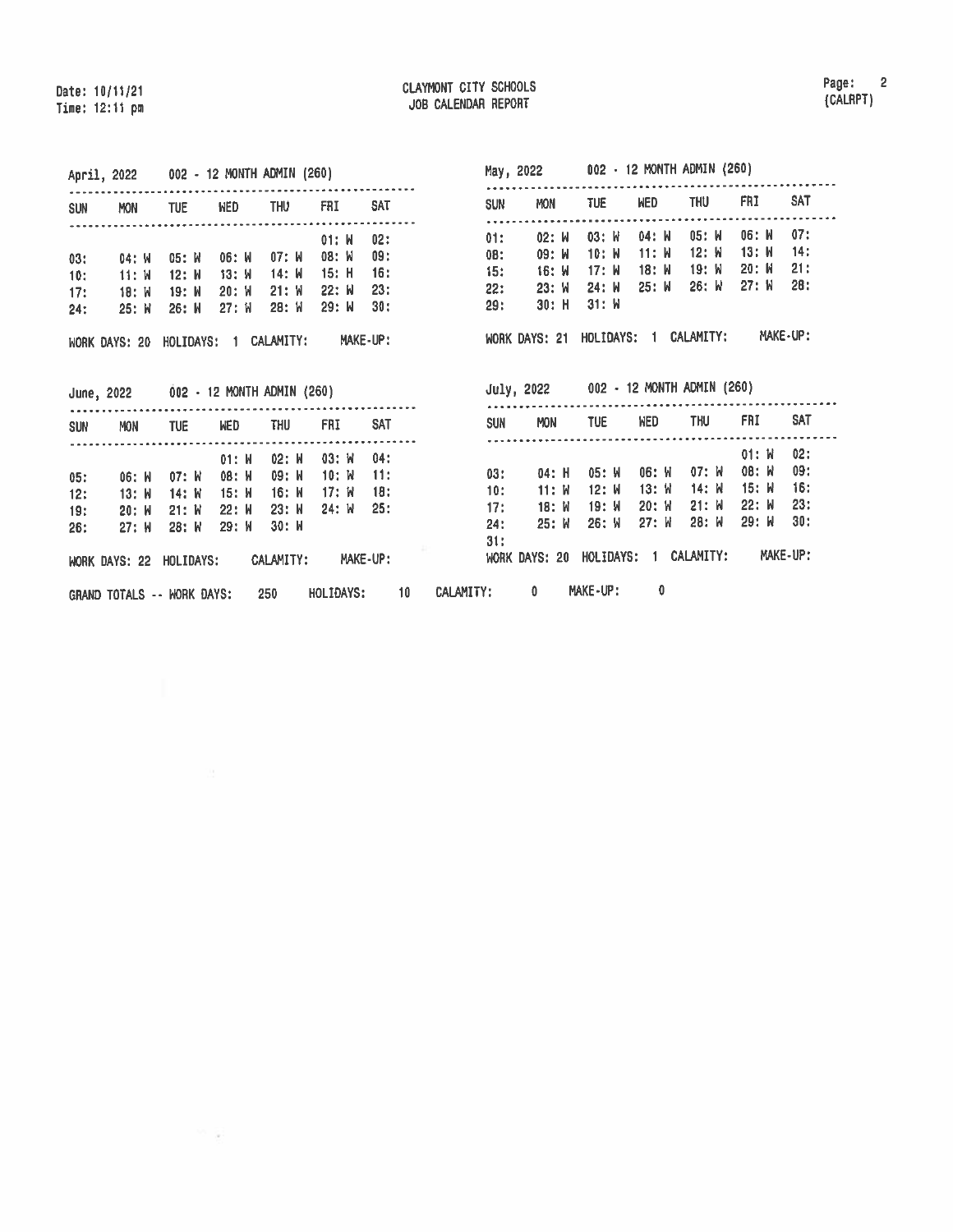Date: 10/11/21
Time: 12:11 pm

CLAYMONT CITY SCHOOLS
JOB CALENDAR REPORT

Page: 2
(CALRPT)

April, 2022 002 - 12 MONTH ADMIN (260)

| SUN | MON | TUE | WED | THU | FRI | SAT |
|---|---|---|---|---|---|---|
| | | | | | 01: W | 02: |
| 03: | 04: W | 05: W | 06: W | 07: W | 08: W | 09: |
| 10: | 11: W | 12: W | 13: W | 14: W | 15: H | 16: |
| 17: | 18: W | 19: W | 20: W | 21: W | 22: W | 23: |
| 24: | 25: W | 26: W | 27: W | 28: W | 29: W | 30: |

WORK DAYS: 20 HOLIDAYS: 1 CALAMITY: MAKE-UP:

May, 2022 002 - 12 MONTH ADMIN (260)

| SUN | MON | TUE | WED | THU | FRI | SAT |
|---|---|---|---|---|---|---|
| 01: | 02: W | 03: W | 04: W | 05: W | 06: W | 07: |
| 08: | 09: W | 10: W | 11: W | 12: W | 13: W | 14: |
| 15: | 16: W | 17: W | 18: W | 19: W | 20: W | 21: |
| 22: | 23: W | 24: W | 25: W | 26: W | 27: W | 28: |
| 29: | 30: H | 31: W | | | | |

WORK DAYS: 21 HOLIDAYS: 1 CALAMITY: MAKE-UP:

June, 2022 002 - 12 MONTH ADMIN (260)

| SUN | MON | TUE | WED | THU | FRI | SAT |
|---|---|---|---|---|---|---|
| | | | 01: W | 02: W | 03: W | 04: |
| 05: | 06: W | 07: W | 08: W | 09: W | 10: W | 11: |
| 12: | 13: W | 14: W | 15: W | 16: W | 17: W | 18: |
| 19: | 20: W | 21: W | 22: W | 23: W | 24: W | 25: |
| 26: | 27: W | 28: W | 29: W | 30: W | | |

WORK DAYS: 22 HOLIDAYS: CALAMITY: MAKE-UP:

July, 2022 002 - 12 MONTH ADMIN (260)

| SUN | MON | TUE | WED | THU | FRI | SAT |
|---|---|---|---|---|---|---|
| | | | | | 01: W | 02: |
| 03: | 04: H | 05: W | 06: W | 07: W | 08: W | 09: |
| 10: | 11: W | 12: W | 13: W | 14: W | 15: W | 16: |
| 17: | 18: W | 19: W | 20: W | 21: W | 22: W | 23: |
| 24: | 25: W | 26: W | 27: W | 28: W | 29: W | 30: |
| 31: | | | | | | |

WORK DAYS: 20 HOLIDAYS: 1 CALAMITY: MAKE-UP:

GRAND TOTALS -- WORK DAYS: 250 HOLIDAYS: 10 CALAMITY: 0 MAKE-UP: 0